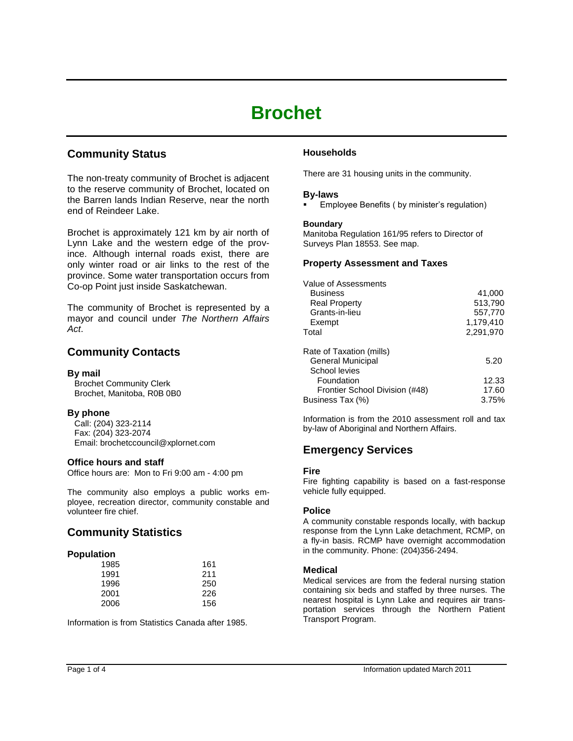# Brochet

## Community Status

The non-treaty community of Brochet is adjacent to the reserve community of Brochet, located on the Barren lands Indian Reserve, near the north end of Reindeer Lake.

Brochet is approximately 121 km by air north of Lynn Lake and the western edge of the province. Although internal roads exist, there are only winter road or air links to the rest of the province. Some water transportation occurs from Co-op Point just inside Saskatchewan.

The community of Brochet is represented by a mayor and council under *The Northern Affairs Act*.

## Community Contacts

### By mail

Brochet Community Clerk
Brochet, Manitoba, R0B 0B0

### By phone

Call: (204) 323-2114
Fax: (204) 323-2074
Email: brochetccouncil@xplornet.com

### Office hours and staff

Office hours are: Mon to Fri 9:00 am - 4:00 pm

The community also employs a public works employee, recreation director, community constable and volunteer fire chief.

## Community Statistics

### Population

| Year | Population |
|---|---|
| 1985 | 161 |
| 1991 | 211 |
| 1996 | 250 |
| 2001 | 226 |
| 2006 | 156 |

Information is from Statistics Canada after 1985.

### Households

There are 31 housing units in the community.

### By-laws

- Employee Benefits ( by minister's regulation)

### Boundary

Manitoba Regulation 161/95 refers to Director of Surveys Plan 18553. See map.

### Property Assessment and Taxes

| Value of Assessments | |
|---|---|
| Business | 41,000 |
| Real Property | 513,790 |
| Grants-in-lieu | 557,770 |
| Exempt | 1,179,410 |
| Total | 2,291,970 |

| Rate of Taxation (mills) | |
|---|---|
| General Municipal | 5.20 |
| School levies | |
| Foundation | 12.33 |
| Frontier School Division (#48) | 17.60 |
| Business Tax (%) | 3.75% |

Information is from the 2010 assessment roll and tax by-law of Aboriginal and Northern Affairs.

## Emergency Services

### Fire

Fire fighting capability is based on a fast-response vehicle fully equipped.

### Police

A community constable responds locally, with backup response from the Lynn Lake detachment, RCMP, on a fly-in basis. RCMP have overnight accommodation in the community. Phone: (204)356-2494.

### Medical

Medical services are from the federal nursing station containing six beds and staffed by three nurses. The nearest hospital is Lynn Lake and requires air transportation services through the Northern Patient Transport Program.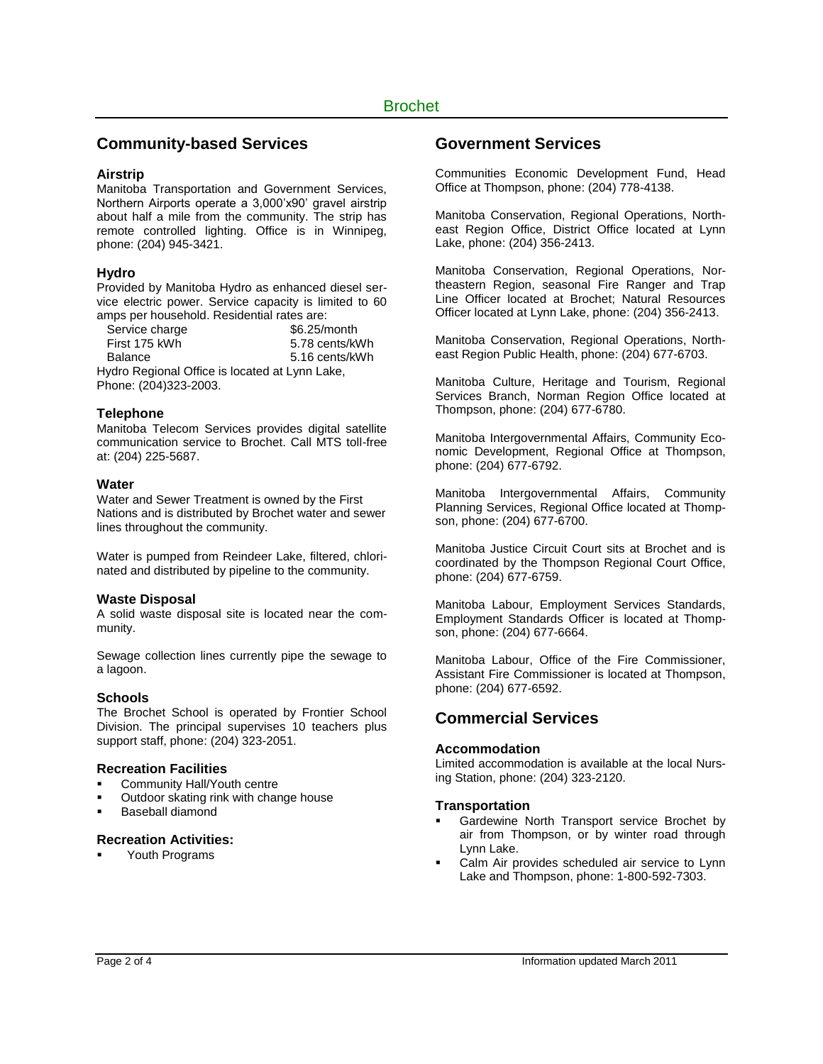## Community-based Services

### Airstrip

Manitoba Transportation and Government Services, Northern Airports operate a 3,000'x90' gravel airstrip about half a mile from the community. The strip has remote controlled lighting. Office is in Winnipeg, phone: (204) 945-3421.

### Hydro

Provided by Manitoba Hydro as enhanced diesel service electric power. Service capacity is limited to 60 amps per household. Residential rates are:

| | |
|---|---|
| Service charge | $6.25/month |
| First 175 kWh | 5.78 cents/kWh |
| Balance | 5.16 cents/kWh |

Hydro Regional Office is located at Lynn Lake, Phone: (204)323-2003.

### Telephone

Manitoba Telecom Services provides digital satellite communication service to Brochet. Call MTS toll-free at: (204) 225-5687.

### Water

Water and Sewer Treatment is owned by the First Nations and is distributed by Brochet water and sewer lines throughout the community.

Water is pumped from Reindeer Lake, filtered, chlorinated and distributed by pipeline to the community.

### Waste Disposal

A solid waste disposal site is located near the community.

Sewage collection lines currently pipe the sewage to a lagoon.

### Schools

The Brochet School is operated by Frontier School Division. The principal supervises 10 teachers plus support staff, phone: (204) 323-2051.

### Recreation Facilities

- Community Hall/Youth centre
- Outdoor skating rink with change house
- Baseball diamond

### Recreation Activities:

- Youth Programs

## Government Services

Communities Economic Development Fund, Head Office at Thompson, phone: (204) 778-4138.

Manitoba Conservation, Regional Operations, Northeast Region Office, District Office located at Lynn Lake, phone: (204) 356-2413.

Manitoba Conservation, Regional Operations, Northeastern Region, seasonal Fire Ranger and Trap Line Officer located at Brochet; Natural Resources Officer located at Lynn Lake, phone: (204) 356-2413.

Manitoba Conservation, Regional Operations, Northeast Region Public Health, phone: (204) 677-6703.

Manitoba Culture, Heritage and Tourism, Regional Services Branch, Norman Region Office located at Thompson, phone: (204) 677-6780.

Manitoba Intergovernmental Affairs, Community Economic Development, Regional Office at Thompson, phone: (204) 677-6792.

Manitoba Intergovernmental Affairs, Community Planning Services, Regional Office located at Thompson, phone: (204) 677-6700.

Manitoba Justice Circuit Court sits at Brochet and is coordinated by the Thompson Regional Court Office, phone: (204) 677-6759.

Manitoba Labour, Employment Services Standards, Employment Standards Officer is located at Thompson, phone: (204) 677-6664.

Manitoba Labour, Office of the Fire Commissioner, Assistant Fire Commissioner is located at Thompson, phone: (204) 677-6592.

## Commercial Services

### Accommodation

Limited accommodation is available at the local Nursing Station, phone: (204) 323-2120.

### Transportation

- Gardewine North Transport service Brochet by air from Thompson, or by winter road through Lynn Lake.
- Calm Air provides scheduled air service to Lynn Lake and Thompson, phone: 1-800-592-7303.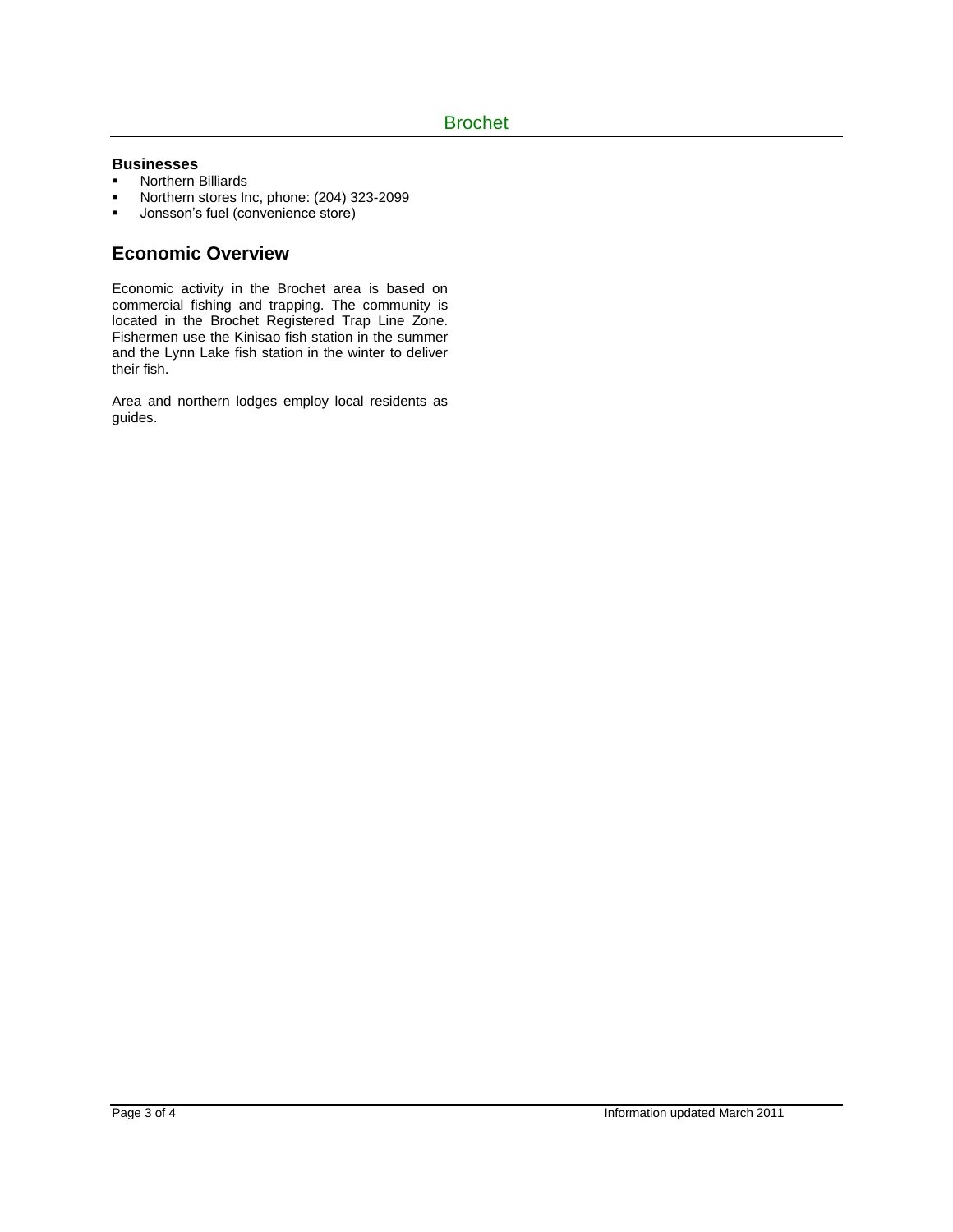**Businesses**

- Northern Billiards
- Northern stores Inc, phone: (204) 323-2099
- Jonsson's fuel (convenience store)

## Economic Overview

Economic activity in the Brochet area is based on commercial fishing and trapping. The community is located in the Brochet Registered Trap Line Zone. Fishermen use the Kinisao fish station in the summer and the Lynn Lake fish station in the winter to deliver their fish.

Area and northern lodges employ local residents as guides.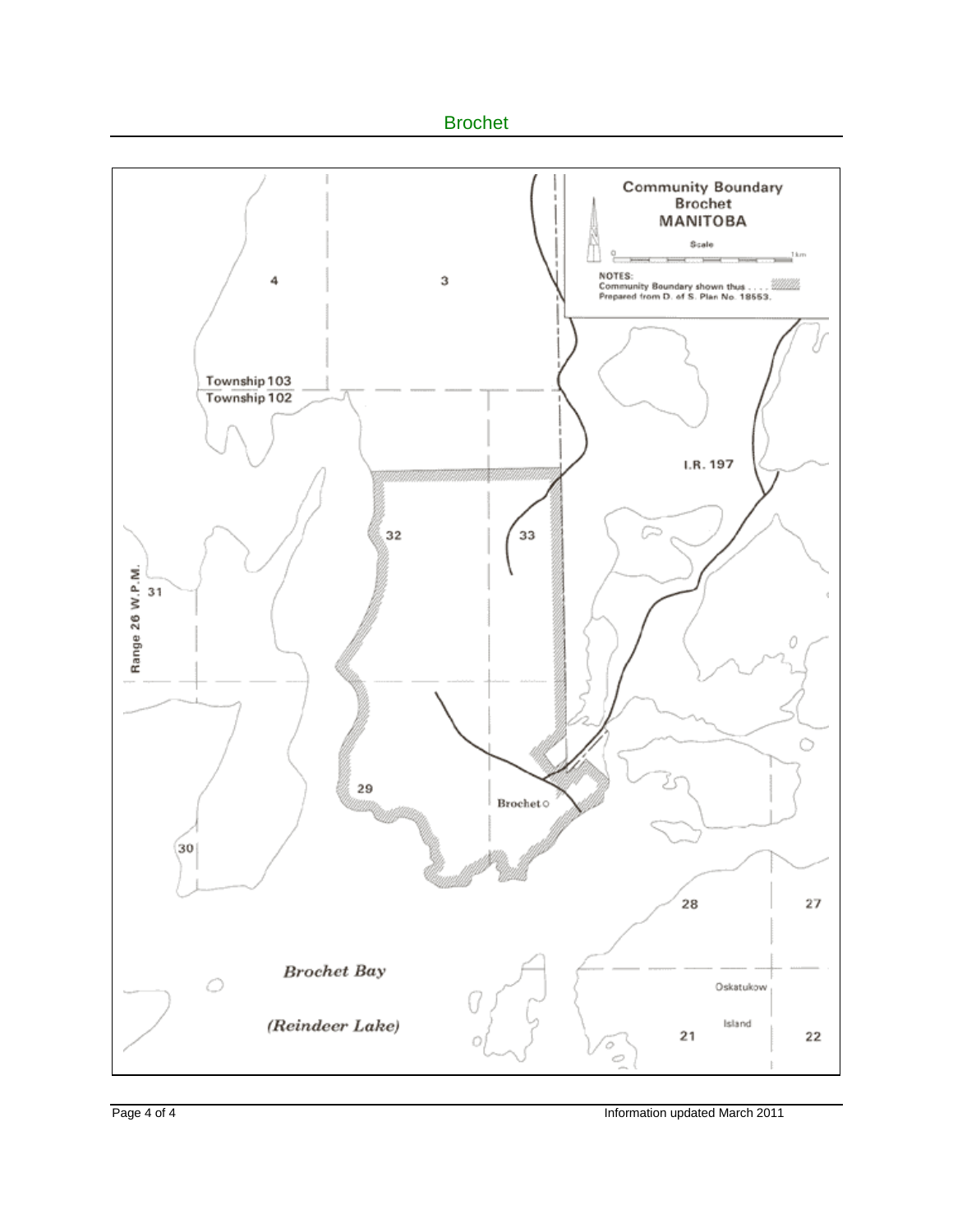Brochet

Community Boundary
Brochet
MANITOBA

Scale

0 1 km

NOTES:
Community Boundary shown thus . . . .
Prepared from D. of S. Plan No. 18553.

4

3

Township 103
Township 102

I.R. 197

32

33

Range 26 W.P.M.

31

29

Brochet

30

28

27

Brochet Bay

(Reindeer Lake)

Oskatukow

Island

21

22